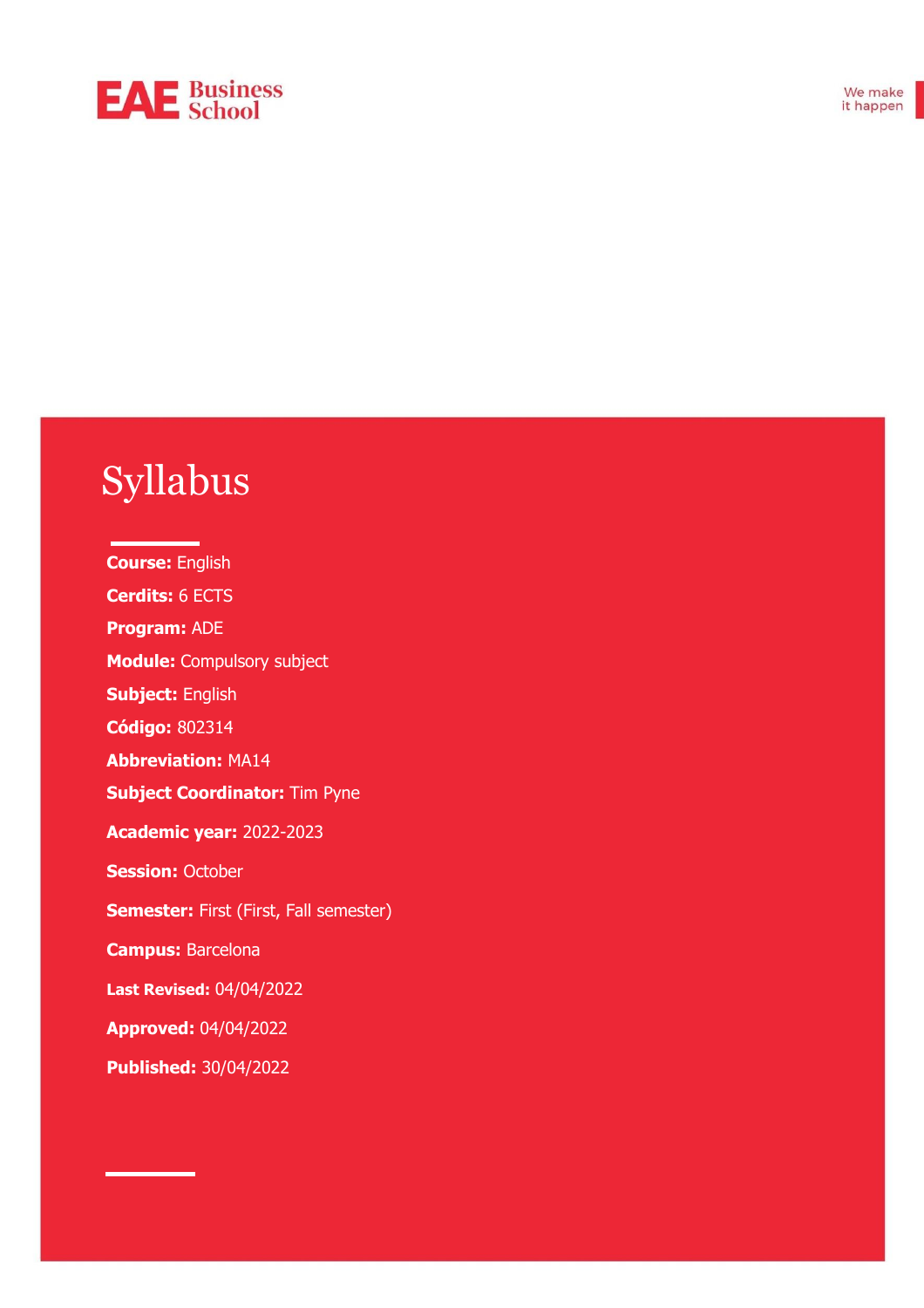EAE Business School

We make it happen

# Syllabus

**Course:** English

**Cerdits:** 6 ECTS

**Program:** ADE

**Module:** Compulsory subject

**Subject:** English

**Código:** 802314

**Abbreviation:** MA14

**Subject Coordinator:** Tim Pyne

**Academic year:** 2022-2023

**Session:** October

**Semester:** First (First, Fall semester)

**Campus:** Barcelona

**Last Revised:** 04/04/2022

**Approved:** 04/04/2022

**Published:** 30/04/2022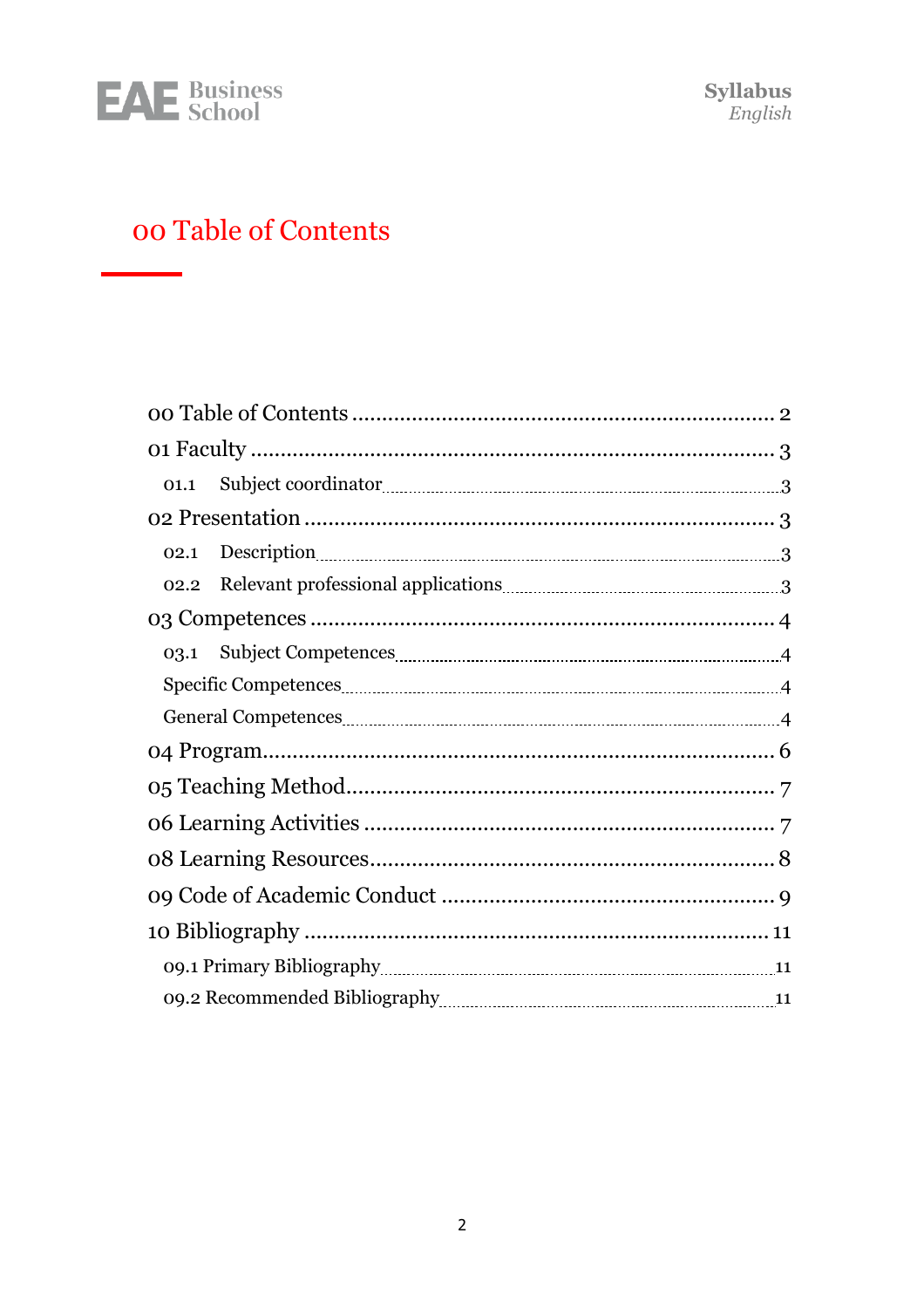# 00 Table of Contents

00 Table of Contents ........................................................ 2
01 Faculty ........................................................................ 3
- 01.1 Subject coordinator ........................................................ 3

02 Presentation ............................................................... 3
- 02.1 Description ........................................................ 3
- 02.2 Relevant professional applications ........................................................ 3

03 Competences ............................................................... 4
- 03.1 Subject Competences ........................................................ 4
- Specific Competences ........................................................ 4
- General Competences ........................................................ 4

04 Program........................................................................ 6
05 Teaching Method.......................................................... 7
06 Learning Activities ....................................................... 7
08 Learning Resources...................................................... 8
09 Code of Academic Conduct ......................................... 9
10 Bibliography ............................................................... 11
- 09.1 Primary Bibliography ........................................................ 11
- 09.2 Recommended Bibliography ........................................................ 11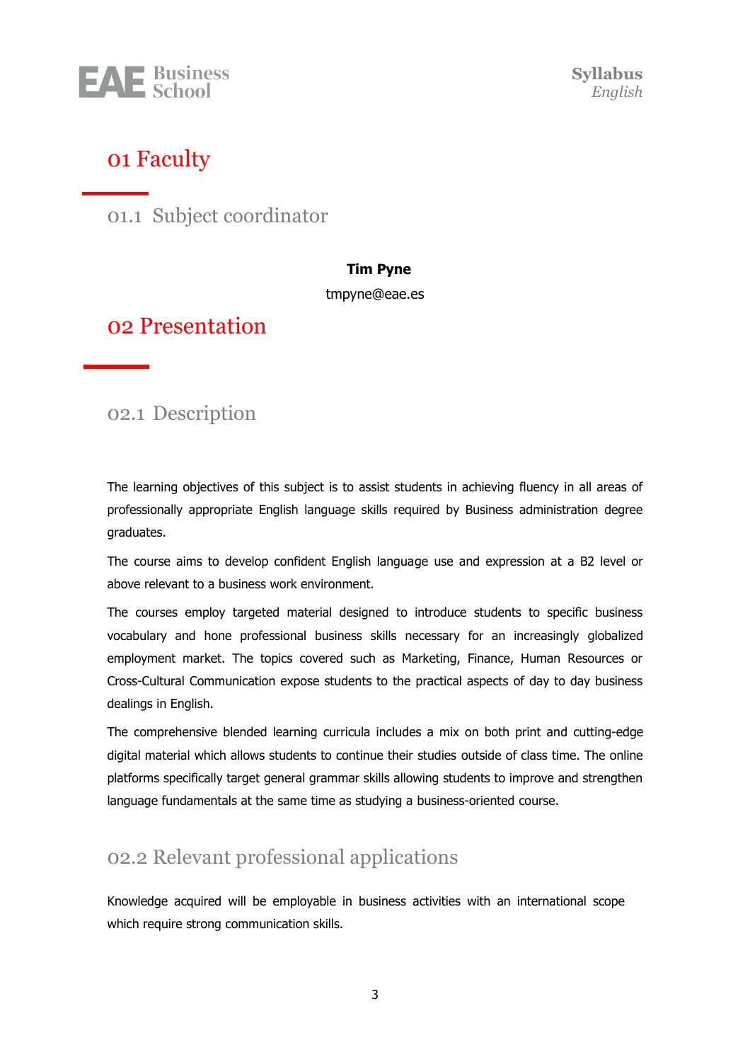# 01 Faculty

## 01.1 Subject coordinator

**Tim Pyne**

tmpyne@eae.es

# 02 Presentation

## 02.1 Description

The learning objectives of this subject is to assist students in achieving fluency in all areas of professionally appropriate English language skills required by Business administration degree graduates.

The course aims to develop confident English language use and expression at a B2 level or above relevant to a business work environment.

The courses employ targeted material designed to introduce students to specific business vocabulary and hone professional business skills necessary for an increasingly globalized employment market. The topics covered such as Marketing, Finance, Human Resources or Cross-Cultural Communication expose students to the practical aspects of day to day business dealings in English.

The comprehensive blended learning curricula includes a mix on both print and cutting-edge digital material which allows students to continue their studies outside of class time. The online platforms specifically target general grammar skills allowing students to improve and strengthen language fundamentals at the same time as studying a business-oriented course.

## 02.2 Relevant professional applications

Knowledge acquired will be employable in business activities with an international scope which require strong communication skills.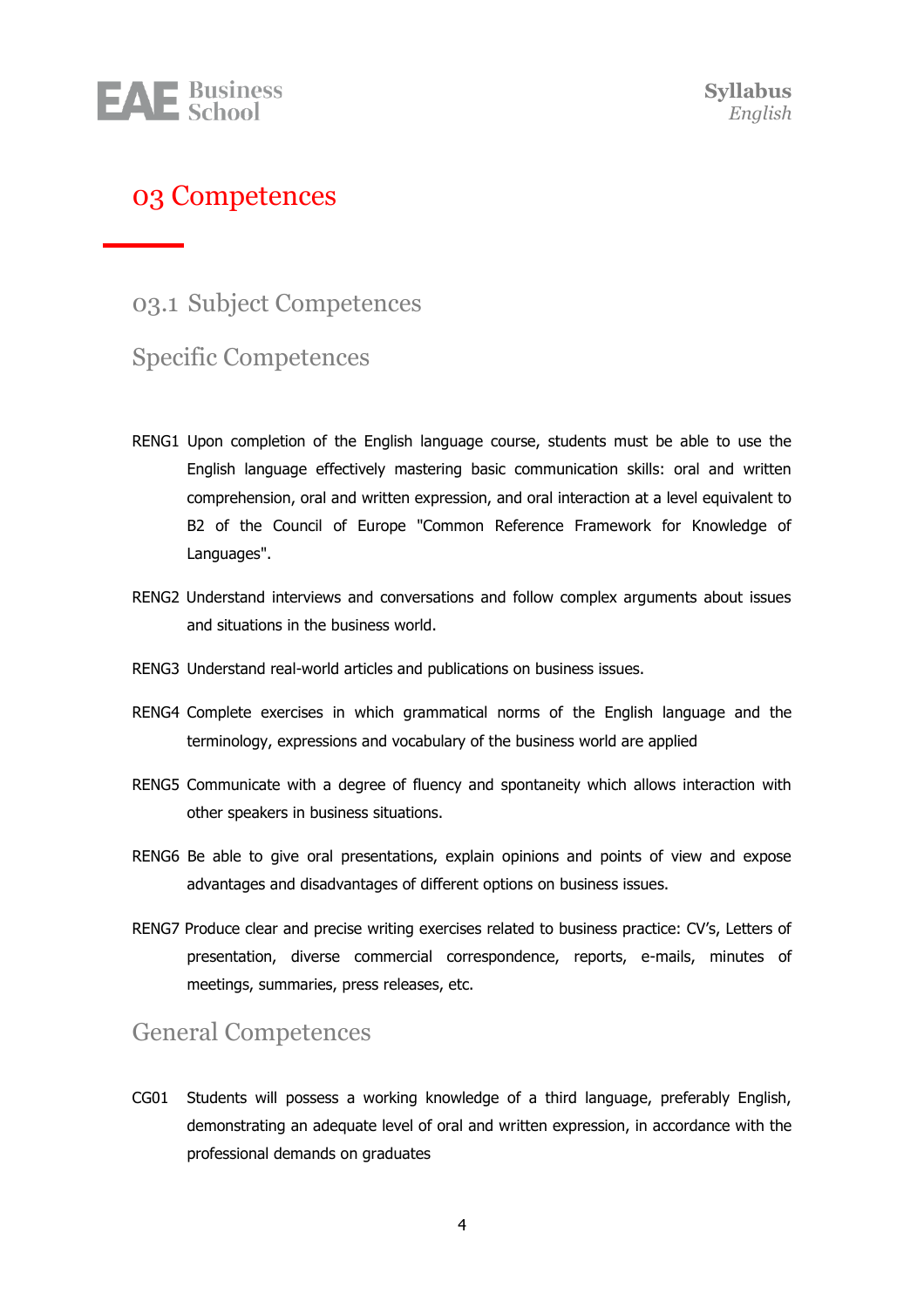# 03 Competences

## 03.1 Subject Competences

### Specific Competences

RENG1 Upon completion of the English language course, students must be able to use the English language effectively mastering basic communication skills: oral and written comprehension, oral and written expression, and oral interaction at a level equivalent to B2 of the Council of Europe "Common Reference Framework for Knowledge of Languages".

RENG2 Understand interviews and conversations and follow complex arguments about issues and situations in the business world.

RENG3 Understand real-world articles and publications on business issues.

RENG4 Complete exercises in which grammatical norms of the English language and the terminology, expressions and vocabulary of the business world are applied

RENG5 Communicate with a degree of fluency and spontaneity which allows interaction with other speakers in business situations.

RENG6 Be able to give oral presentations, explain opinions and points of view and expose advantages and disadvantages of different options on business issues.

RENG7 Produce clear and precise writing exercises related to business practice: CV's, Letters of presentation, diverse commercial correspondence, reports, e-mails, minutes of meetings, summaries, press releases, etc.

### General Competences

CG01 Students will possess a working knowledge of a third language, preferably English, demonstrating an adequate level of oral and written expression, in accordance with the professional demands on graduates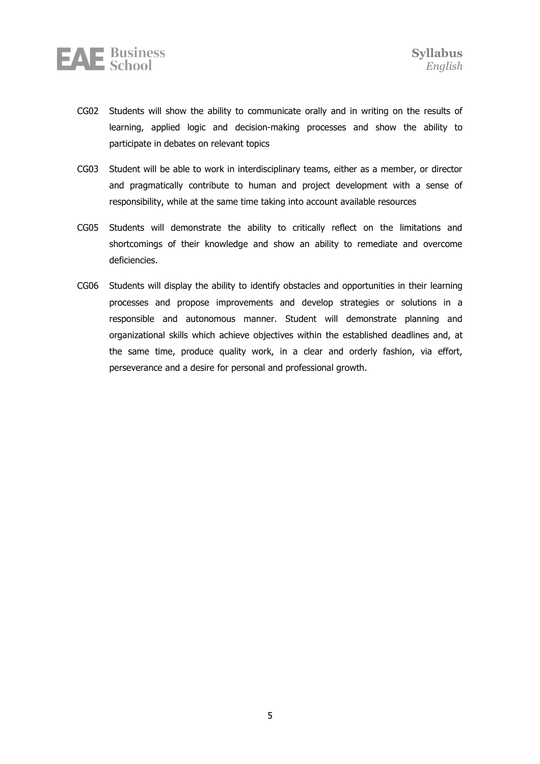CG02 Students will show the ability to communicate orally and in writing on the results of learning, applied logic and decision-making processes and show the ability to participate in debates on relevant topics

CG03 Student will be able to work in interdisciplinary teams, either as a member, or director and pragmatically contribute to human and project development with a sense of responsibility, while at the same time taking into account available resources

CG05 Students will demonstrate the ability to critically reflect on the limitations and shortcomings of their knowledge and show an ability to remediate and overcome deficiencies.

CG06 Students will display the ability to identify obstacles and opportunities in their learning processes and propose improvements and develop strategies or solutions in a responsible and autonomous manner. Student will demonstrate planning and organizational skills which achieve objectives within the established deadlines and, at the same time, produce quality work, in a clear and orderly fashion, via effort, perseverance and a desire for personal and professional growth.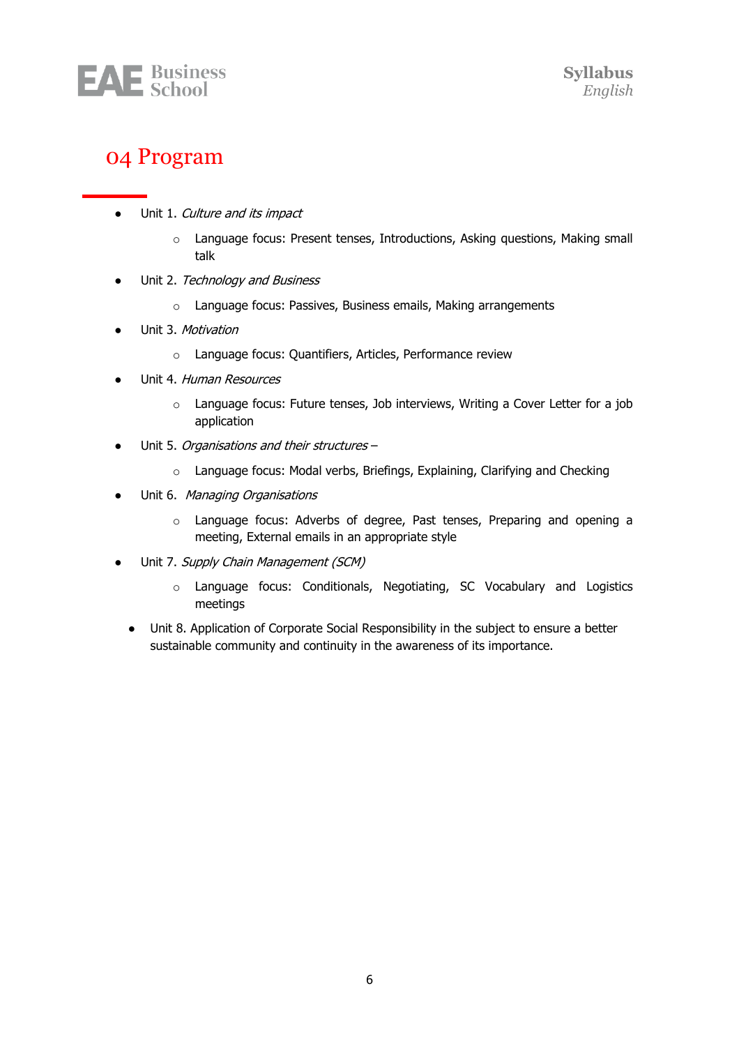# 04 Program

- Unit 1. *Culture and its impact*
    - Language focus: Present tenses, Introductions, Asking questions, Making small talk
- Unit 2. *Technology and Business*
    - Language focus: Passives, Business emails, Making arrangements
- Unit 3. *Motivation*
    - Language focus: Quantifiers, Articles, Performance review
- Unit 4. *Human Resources*
    - Language focus: Future tenses, Job interviews, Writing a Cover Letter for a job application
- Unit 5. *Organisations and their structures* –
    - Language focus: Modal verbs, Briefings, Explaining, Clarifying and Checking
- Unit 6. *Managing Organisations*
    - Language focus: Adverbs of degree, Past tenses, Preparing and opening a meeting, External emails in an appropriate style
- Unit 7. *Supply Chain Management (SCM)*
    - Language focus: Conditionals, Negotiating, SC Vocabulary and Logistics meetings
- Unit 8. Application of Corporate Social Responsibility in the subject to ensure a better sustainable community and continuity in the awareness of its importance.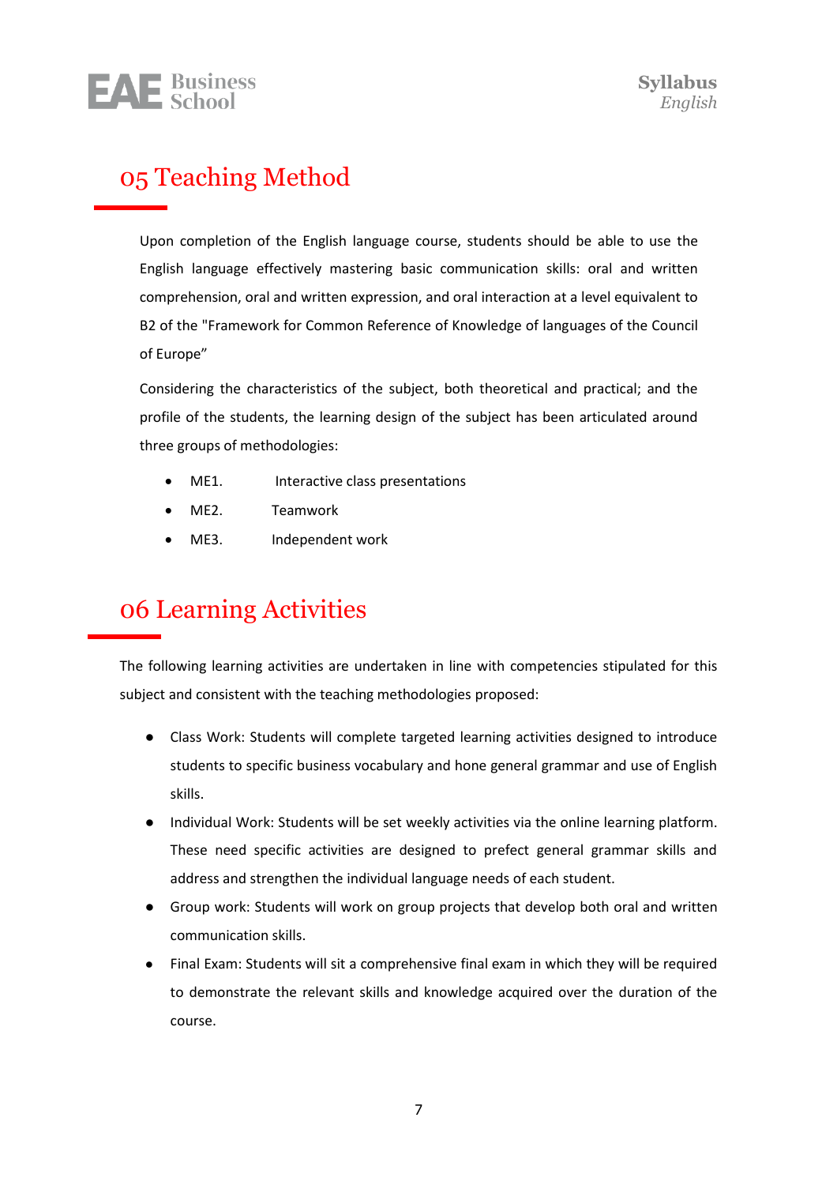## 05 Teaching Method

Upon completion of the English language course, students should be able to use the English language effectively mastering basic communication skills: oral and written comprehension, oral and written expression, and oral interaction at a level equivalent to B2 of the "Framework for Common Reference of Knowledge of languages of the Council of Europe”

Considering the characteristics of the subject, both theoretical and practical; and the profile of the students, the learning design of the subject has been articulated around three groups of methodologies:

- ME1. Interactive class presentations
- ME2. Teamwork
- ME3. Independent work

## 06 Learning Activities

The following learning activities are undertaken in line with competencies stipulated for this subject and consistent with the teaching methodologies proposed:

- Class Work: Students will complete targeted learning activities designed to introduce students to specific business vocabulary and hone general grammar and use of English skills.
- Individual Work: Students will be set weekly activities via the online learning platform. These need specific activities are designed to prefect general grammar skills and address and strengthen the individual language needs of each student.
- Group work: Students will work on group projects that develop both oral and written communication skills.
- Final Exam: Students will sit a comprehensive final exam in which they will be required to demonstrate the relevant skills and knowledge acquired over the duration of the course.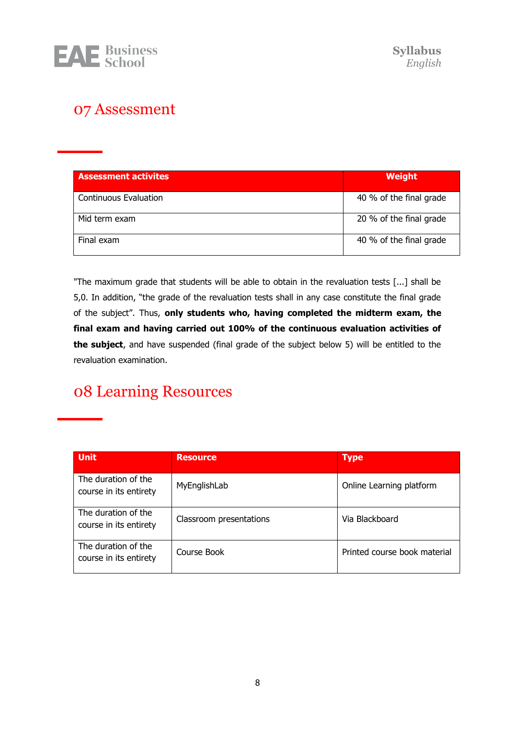# 07 Assessment

| Assessment activites | Weight |
|---|---|
| Continuous Evaluation | 40 % of the final grade |
| Mid term exam | 20 % of the final grade |
| Final exam | 40 % of the final grade |

"The maximum grade that students will be able to obtain in the revaluation tests [...] shall be 5,0. In addition, "the grade of the revaluation tests shall in any case constitute the final grade of the subject". Thus, **only students who, having completed the midterm exam, the final exam and having carried out 100% of the continuous evaluation activities of the subject**, and have suspended (final grade of the subject below 5) will be entitled to the revaluation examination.

# 08 Learning Resources

| Unit | Resource | Type |
|---|---|---|
| The duration of the course in its entirety | MyEnglishLab | Online Learning platform |
| The duration of the course in its entirety | Classroom presentations | Via Blackboard |
| The duration of the course in its entirety | Course Book | Printed course book material |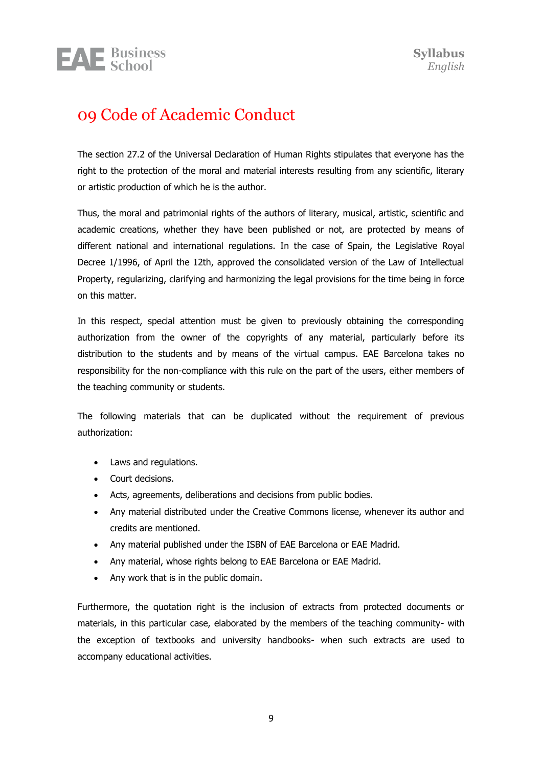# 09 Code of Academic Conduct

The section 27.2 of the Universal Declaration of Human Rights stipulates that everyone has the right to the protection of the moral and material interests resulting from any scientific, literary or artistic production of which he is the author.

Thus, the moral and patrimonial rights of the authors of literary, musical, artistic, scientific and academic creations, whether they have been published or not, are protected by means of different national and international regulations. In the case of Spain, the Legislative Royal Decree 1/1996, of April the 12th, approved the consolidated version of the Law of Intellectual Property, regularizing, clarifying and harmonizing the legal provisions for the time being in force on this matter.

In this respect, special attention must be given to previously obtaining the corresponding authorization from the owner of the copyrights of any material, particularly before its distribution to the students and by means of the virtual campus. EAE Barcelona takes no responsibility for the non-compliance with this rule on the part of the users, either members of the teaching community or students.

The following materials that can be duplicated without the requirement of previous authorization:

- Laws and regulations.
- Court decisions.
- Acts, agreements, deliberations and decisions from public bodies.
- Any material distributed under the Creative Commons license, whenever its author and credits are mentioned.
- Any material published under the ISBN of EAE Barcelona or EAE Madrid.
- Any material, whose rights belong to EAE Barcelona or EAE Madrid.
- Any work that is in the public domain.

Furthermore, the quotation right is the inclusion of extracts from protected documents or materials, in this particular case, elaborated by the members of the teaching community- with the exception of textbooks and university handbooks- when such extracts are used to accompany educational activities.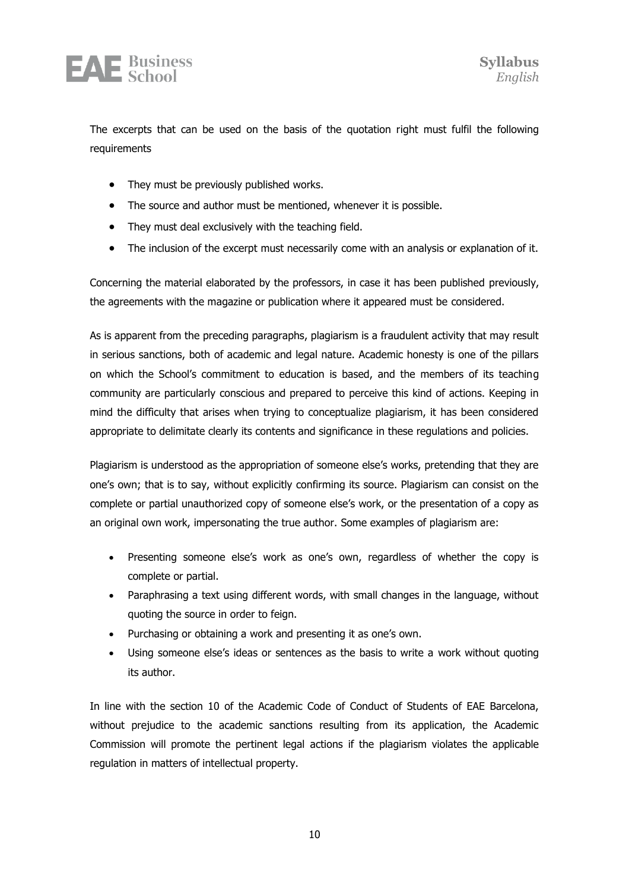The excerpts that can be used on the basis of the quotation right must fulfil the following requirements

- They must be previously published works.
- The source and author must be mentioned, whenever it is possible.
- They must deal exclusively with the teaching field.
- The inclusion of the excerpt must necessarily come with an analysis or explanation of it.

Concerning the material elaborated by the professors, in case it has been published previously, the agreements with the magazine or publication where it appeared must be considered.

As is apparent from the preceding paragraphs, plagiarism is a fraudulent activity that may result in serious sanctions, both of academic and legal nature. Academic honesty is one of the pillars on which the School's commitment to education is based, and the members of its teaching community are particularly conscious and prepared to perceive this kind of actions. Keeping in mind the difficulty that arises when trying to conceptualize plagiarism, it has been considered appropriate to delimitate clearly its contents and significance in these regulations and policies.

Plagiarism is understood as the appropriation of someone else's works, pretending that they are one's own; that is to say, without explicitly confirming its source. Plagiarism can consist on the complete or partial unauthorized copy of someone else's work, or the presentation of a copy as an original own work, impersonating the true author. Some examples of plagiarism are:

- Presenting someone else's work as one's own, regardless of whether the copy is complete or partial.
- Paraphrasing a text using different words, with small changes in the language, without quoting the source in order to feign.
- Purchasing or obtaining a work and presenting it as one's own.
- Using someone else's ideas or sentences as the basis to write a work without quoting its author.

In line with the section 10 of the Academic Code of Conduct of Students of EAE Barcelona, without prejudice to the academic sanctions resulting from its application, the Academic Commission will promote the pertinent legal actions if the plagiarism violates the applicable regulation in matters of intellectual property.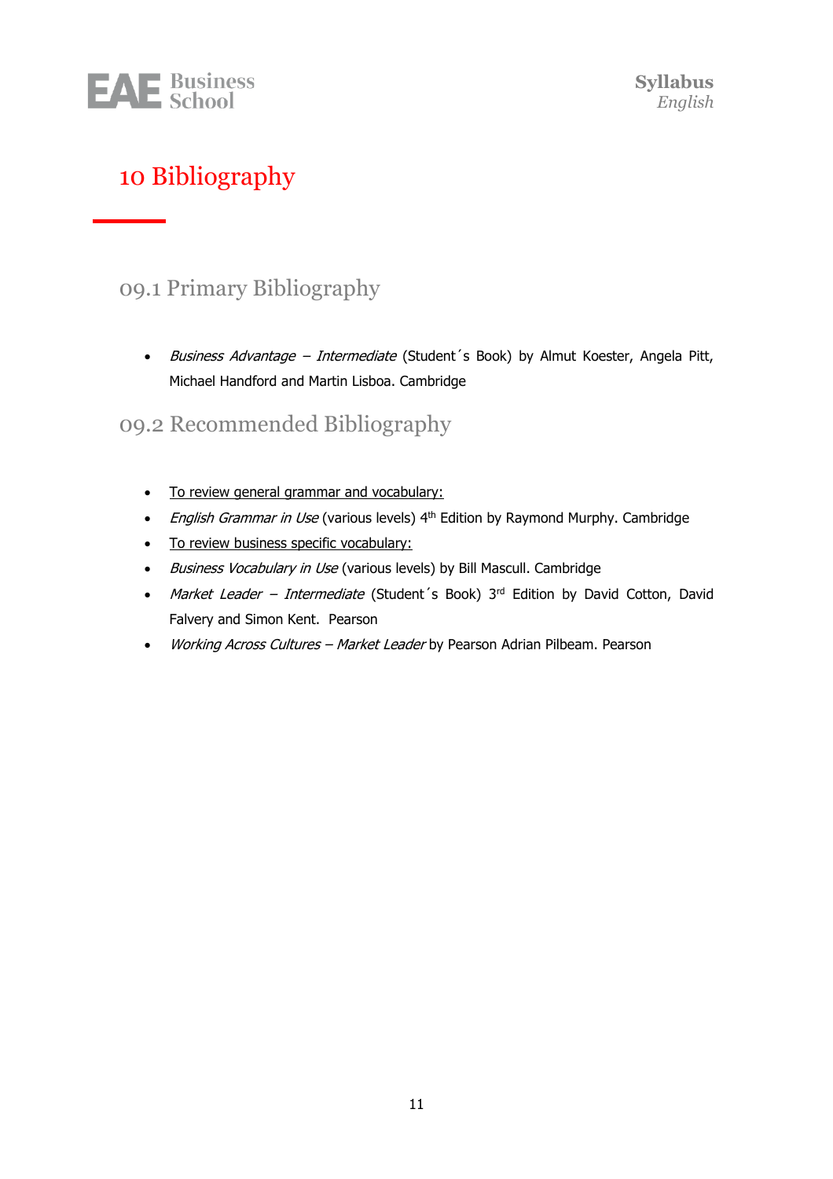# 10 Bibliography

## 09.1 Primary Bibliography

- *Business Advantage – Intermediate* (Student´s Book) by Almut Koester, Angela Pitt, Michael Handford and Martin Lisboa. Cambridge

## 09.2 Recommended Bibliography

- <u>To review general grammar and vocabulary:</u>
- *English Grammar in Use* (various levels) 4th Edition by Raymond Murphy. Cambridge
- <u>To review business specific vocabulary:</u>
- *Business Vocabulary in Use* (various levels) by Bill Mascull. Cambridge
- *Market Leader – Intermediate* (Student´s Book) 3rd Edition by David Cotton, David Falvery and Simon Kent. Pearson
- *Working Across Cultures – Market Leader* by Pearson Adrian Pilbeam. Pearson